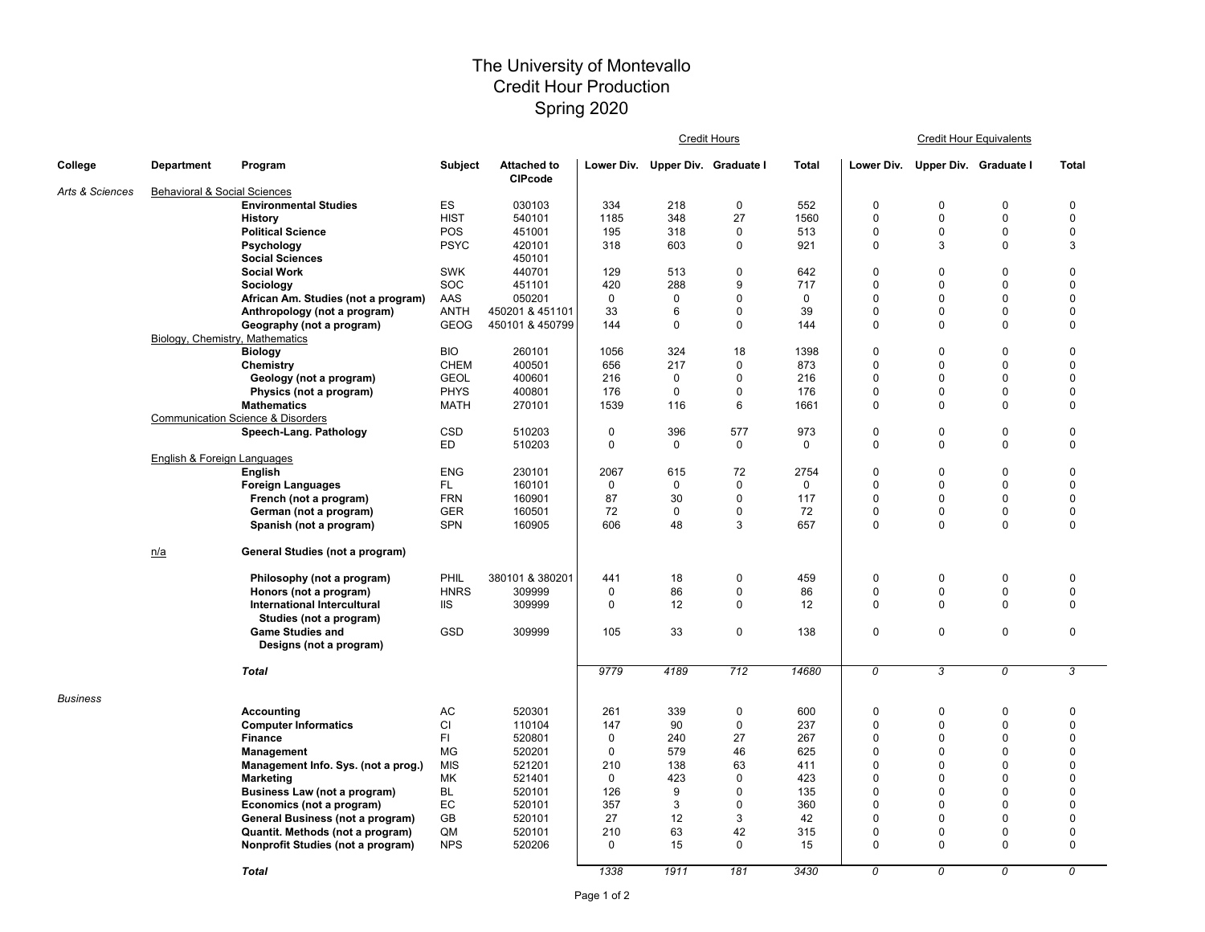# The University of Montevallo
## Credit Hour Production
## Spring 2020

| College | Department | Program | Subject | Attached to CIPcode | Credit Hours Lower Div. | Credit Hours Upper Div. | Credit Hours Graduate I | Credit Hours Total | Credit Hour Equivalents Lower Div. | Credit Hour Equivalents Upper Div. | Credit Hour Equivalents Graduate I | Credit Hour Equivalents Total |
|---|---|---|---|---|---|---|---|---|---|---|---|---|
| *Arts & Sciences* | Behavioral & Social Sciences | | | | | | | | | | | |
| | | **Environmental Studies** | ES | 030103 | 334 | 218 | 0 | 552 | 0 | 0 | 0 | 0 |
| | | **History** | HIST | 540101 | 1185 | 348 | 27 | 1560 | 0 | 0 | 0 | 0 |
| | | **Political Science** | POS | 451001 | 195 | 318 | 0 | 513 | 0 | 0 | 0 | 0 |
| | | **Psychology** | PSYC | 420101 | 318 | 603 | 0 | 921 | 0 | 3 | 0 | 3 |
| | | **Social Sciences** | | 450101 | | | | | | | | |
| | | **Social Work** | SWK | 440701 | 129 | 513 | 0 | 642 | 0 | 0 | 0 | 0 |
| | | **Sociology** | SOC | 451101 | 420 | 288 | 9 | 717 | 0 | 0 | 0 | 0 |
| | | **African Am. Studies (not a program)** | AAS | 050201 | 0 | 0 | 0 | 0 | 0 | 0 | 0 | 0 |
| | | **Anthropology (not a program)** | ANTH | 450201 & 451101 | 33 | 6 | 0 | 39 | 0 | 0 | 0 | 0 |
| | | **Geography (not a program)** | GEOG | 450101 & 450799 | 144 | 0 | 0 | 144 | 0 | 0 | 0 | 0 |
| | Biology, Chemistry, Mathematics | | | | | | | | | | | |
| | | **Biology** | BIO | 260101 | 1056 | 324 | 18 | 1398 | 0 | 0 | 0 | 0 |
| | | **Chemistry** | CHEM | 400501 | 656 | 217 | 0 | 873 | 0 | 0 | 0 | 0 |
| | | **Geology (not a program)** | GEOL | 400601 | 216 | 0 | 0 | 216 | 0 | 0 | 0 | 0 |
| | | **Physics (not a program)** | PHYS | 400801 | 176 | 0 | 0 | 176 | 0 | 0 | 0 | 0 |
| | | **Mathematics** | MATH | 270101 | 1539 | 116 | 6 | 1661 | 0 | 0 | 0 | 0 |
| | Communication Science & Disorders | | | | | | | | | | | |
| | | **Speech-Lang. Pathology** | CSD | 510203 | 0 | 396 | 577 | 973 | 0 | 0 | 0 | 0 |
| | | | ED | 510203 | 0 | 0 | 0 | 0 | 0 | 0 | 0 | 0 |
| | English & Foreign Languages | | | | | | | | | | | |
| | | **English** | ENG | 230101 | 2067 | 615 | 72 | 2754 | 0 | 0 | 0 | 0 |
| | | **Foreign Languages** | FL | 160101 | 0 | 0 | 0 | 0 | 0 | 0 | 0 | 0 |
| | | **French (not a program)** | FRN | 160901 | 87 | 30 | 0 | 117 | 0 | 0 | 0 | 0 |
| | | **German (not a program)** | GER | 160501 | 72 | 0 | 0 | 72 | 0 | 0 | 0 | 0 |
| | | **Spanish (not a program)** | SPN | 160905 | 606 | 48 | 3 | 657 | 0 | 0 | 0 | 0 |
| | n/a | **General Studies (not a program)** | | | | | | | | | | |
| | | **Philosophy (not a program)** | PHIL | 380101 & 380201 | 441 | 18 | 0 | 459 | 0 | 0 | 0 | 0 |
| | | **Honors (not a program)** | HNRS | 309999 | 0 | 86 | 0 | 86 | 0 | 0 | 0 | 0 |
| | | **International Intercultural Studies (not a program)** | IIS | 309999 | 0 | 12 | 0 | 12 | 0 | 0 | 0 | 0 |
| | | **Game Studies and Designs (not a program)** | GSD | 309999 | 105 | 33 | 0 | 138 | 0 | 0 | 0 | 0 |
| | | ***Total*** | | | *9779* | *4189* | *712* | *14680* | *0* | *3* | *0* | *3* |
| *Business* | | | | | | | | | | | | |
| | | **Accounting** | AC | 520301 | 261 | 339 | 0 | 600 | 0 | 0 | 0 | 0 |
| | | **Computer Informatics** | CI | 110104 | 147 | 90 | 0 | 237 | 0 | 0 | 0 | 0 |
| | | **Finance** | FI | 520801 | 0 | 240 | 27 | 267 | 0 | 0 | 0 | 0 |
| | | **Management** | MG | 520201 | 0 | 579 | 46 | 625 | 0 | 0 | 0 | 0 |
| | | **Management Info. Sys. (not a prog.)** | MIS | 521201 | 210 | 138 | 63 | 411 | 0 | 0 | 0 | 0 |
| | | **Marketing** | MK | 521401 | 0 | 423 | 0 | 423 | 0 | 0 | 0 | 0 |
| | | **Business Law (not a program)** | BL | 520101 | 126 | 9 | 0 | 135 | 0 | 0 | 0 | 0 |
| | | **Economics (not a program)** | EC | 520101 | 357 | 3 | 0 | 360 | 0 | 0 | 0 | 0 |
| | | **General Business (not a program)** | GB | 520101 | 27 | 12 | 3 | 42 | 0 | 0 | 0 | 0 |
| | | **Quantit. Methods (not a program)** | QM | 520101 | 210 | 63 | 42 | 315 | 0 | 0 | 0 | 0 |
| | | **Nonprofit Studies (not a program)** | NPS | 520206 | 0 | 15 | 0 | 15 | 0 | 0 | 0 | 0 |
| | | ***Total*** | | | *1338* | *1911* | *181* | *3430* | *0* | *0* | *0* | *0* |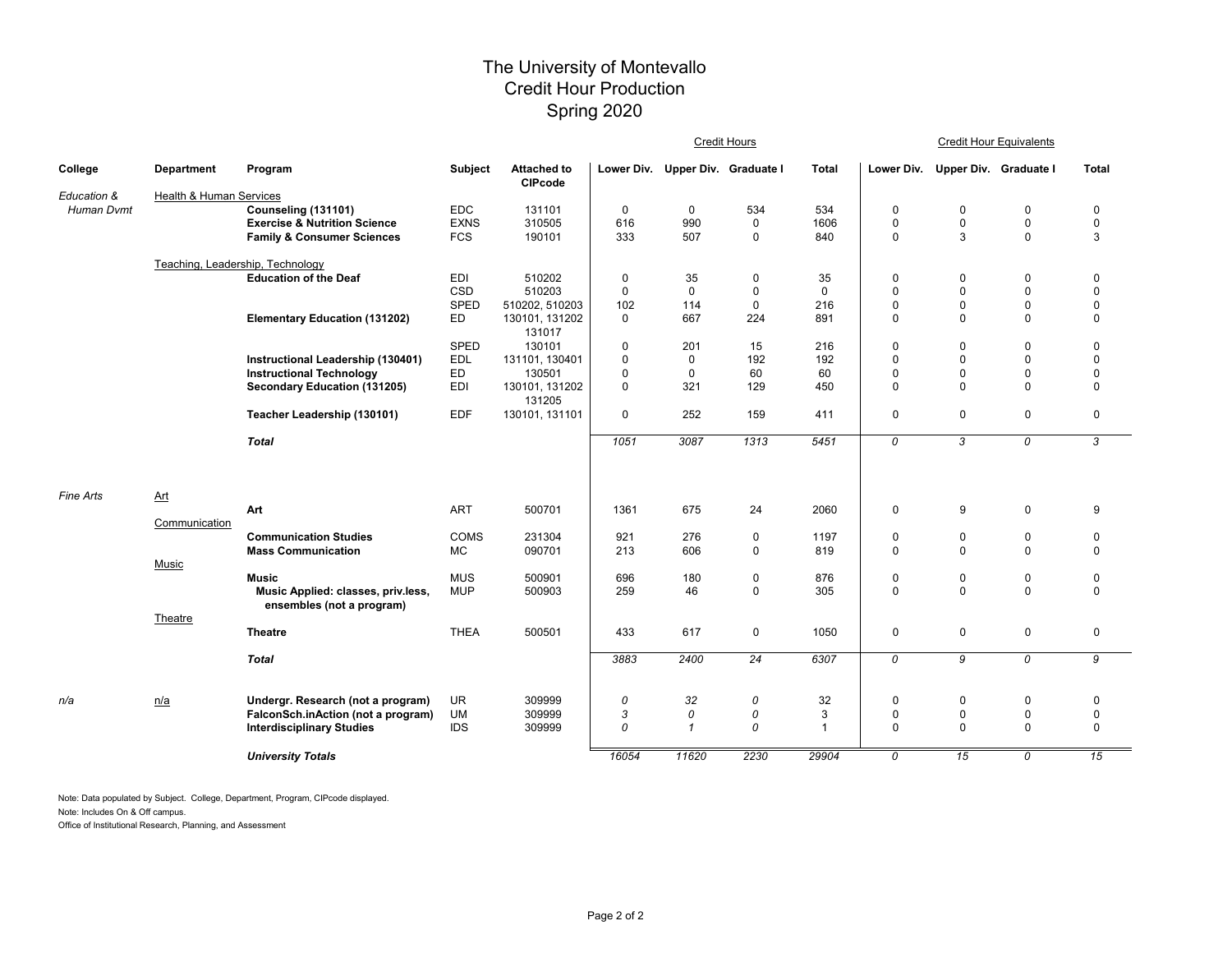# The University of Montevallo
# Credit Hour Production
# Spring 2020

| College | Department | Program | Subject | Attached to CIPcode | Credit Hours Lower Div. | Credit Hours Upper Div. | Credit Hours Graduate I | Credit Hours Total | Credit Hour Equivalents Lower Div. | Credit Hour Equivalents Upper Div. | Credit Hour Equivalents Graduate I | Credit Hour Equivalents Total |
|---|---|---|---|---|---|---|---|---|---|---|---|---|
| *Education & Human Dvmt* | Health & Human Services | | | | | | | | | | | |
| | | **Counseling (131101)** | EDC | 131101 | 0 | 0 | 534 | 534 | 0 | 0 | 0 | 0 |
| | | **Exercise & Nutrition Science** | EXNS | 310505 | 616 | 990 | 0 | 1606 | 0 | 0 | 0 | 0 |
| | | **Family & Consumer Sciences** | FCS | 190101 | 333 | 507 | 0 | 840 | 0 | 3 | 0 | 3 |
| | Teaching, Leadership, Technology | | | | | | | | | | | |
| | | **Education of the Deaf** | EDI | 510202 | 0 | 35 | 0 | 35 | 0 | 0 | 0 | 0 |
| | | | CSD | 510203 | 0 | 0 | 0 | 0 | 0 | 0 | 0 | 0 |
| | | | SPED | 510202, 510203 | 102 | 114 | 0 | 216 | 0 | 0 | 0 | 0 |
| | | **Elementary Education (131202)** | ED | 130101, 131202 131017 | 0 | 667 | 224 | 891 | 0 | 0 | 0 | 0 |
| | | | SPED | 130101 | 0 | 201 | 15 | 216 | 0 | 0 | 0 | 0 |
| | | **Instructional Leadership (130401)** | EDL | 131101, 130401 | 0 | 0 | 192 | 192 | 0 | 0 | 0 | 0 |
| | | **Instructional Technology** | ED | 130501 | 0 | 0 | 60 | 60 | 0 | 0 | 0 | 0 |
| | | **Secondary Education (131205)** | EDI | 130101, 131202 131205 | 0 | 321 | 129 | 450 | 0 | 0 | 0 | 0 |
| | | **Teacher Leadership (130101)** | EDF | 130101, 131101 | 0 | 252 | 159 | 411 | 0 | 0 | 0 | 0 |
| | | ***Total*** | | | *1051* | *3087* | *1313* | *5451* | *0* | *3* | *0* | *3* |
| *Fine Arts* | Art | | | | | | | | | | | |
| | | **Art** | ART | 500701 | 1361 | 675 | 24 | 2060 | 0 | 9 | 0 | 9 |
| | Communication | | | | | | | | | | | |
| | | **Communication Studies** | COMS | 231304 | 921 | 276 | 0 | 1197 | 0 | 0 | 0 | 0 |
| | | **Mass Communication** | MC | 090701 | 213 | 606 | 0 | 819 | 0 | 0 | 0 | 0 |
| | Music | | | | | | | | | | | |
| | | **Music** | MUS | 500901 | 696 | 180 | 0 | 876 | 0 | 0 | 0 | 0 |
| | | **Music Applied: classes, priv.less, ensembles (not a program)** | MUP | 500903 | 259 | 46 | 0 | 305 | 0 | 0 | 0 | 0 |
| | Theatre | | | | | | | | | | | |
| | | **Theatre** | THEA | 500501 | 433 | 617 | 0 | 1050 | 0 | 0 | 0 | 0 |
| | | ***Total*** | | | *3883* | *2400* | *24* | *6307* | *0* | *9* | *0* | *9* |
| *n/a* | n/a | **Undergr. Research (not a program)** | UR | 309999 | *0* | *32* | *0* | 32 | 0 | 0 | 0 | 0 |
| | | **FalconSch.inAction (not a program)** | UM | 309999 | *3* | *0* | *0* | 3 | 0 | 0 | 0 | 0 |
| | | **Interdisciplinary Studies** | IDS | 309999 | *0* | *1* | *0* | 1 | 0 | 0 | 0 | 0 |
| | | ***University Totals*** | | | *16054* | *11620* | *2230* | *29904* | *0* | *15* | *0* | *15* |

Note: Data populated by Subject. College, Department, Program, CIPcode displayed.

Note: Includes On & Off campus.

Office of Institutional Research, Planning, and Assessment